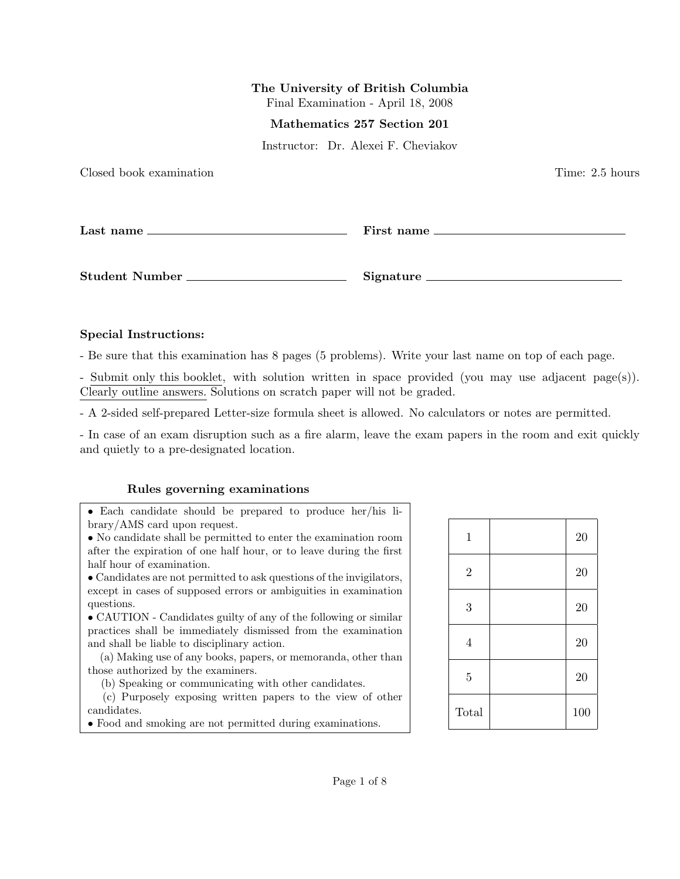**The University of British Columbia**

Final Examination - April 18, 2008

**Mathematics 257 Section 201**

Instructor: Dr. Alexei F. Cheviakov

Closed book examination

Time: 2.5 hours

**Last name** ____________________ **First name** ____________________

**Student Number** ____________________ **Signature** ____________________

**Special Instructions:**

- Be sure that this examination has 8 pages (5 problems). Write your last name on top of each page.

- Submit only this booklet, with solution written in space provided (you may use adjacent page(s)). Clearly outline answers. Solutions on scratch paper will not be graded.

- A 2-sided self-prepared Letter-size formula sheet is allowed. No calculators or notes are permitted.

- In case of an exam disruption such as a fire alarm, leave the exam papers in the room and exit quickly and quietly to a pre-designated location.

**Rules governing examinations**

- Each candidate should be prepared to produce her/his library/AMS card upon request.
- No candidate shall be permitted to enter the examination room after the expiration of one half hour, or to leave during the first half hour of examination.
- Candidates are not permitted to ask questions of the invigilators, except in cases of supposed errors or ambiguities in examination questions.
- CAUTION - Candidates guilty of any of the following or similar practices shall be immediately dismissed from the examination and shall be liable to disciplinary action.
  (a) Making use of any books, papers, or memoranda, other than those authorized by the examiners.
  (b) Speaking or communicating with other candidates.
  (c) Purposely exposing written papers to the view of other candidates.
- Food and smoking are not permitted during examinations.

| | | |
|---|---|---|
| 1 | | 20 |
| 2 | | 20 |
| 3 | | 20 |
| 4 | | 20 |
| 5 | | 20 |
| Total | | 100 |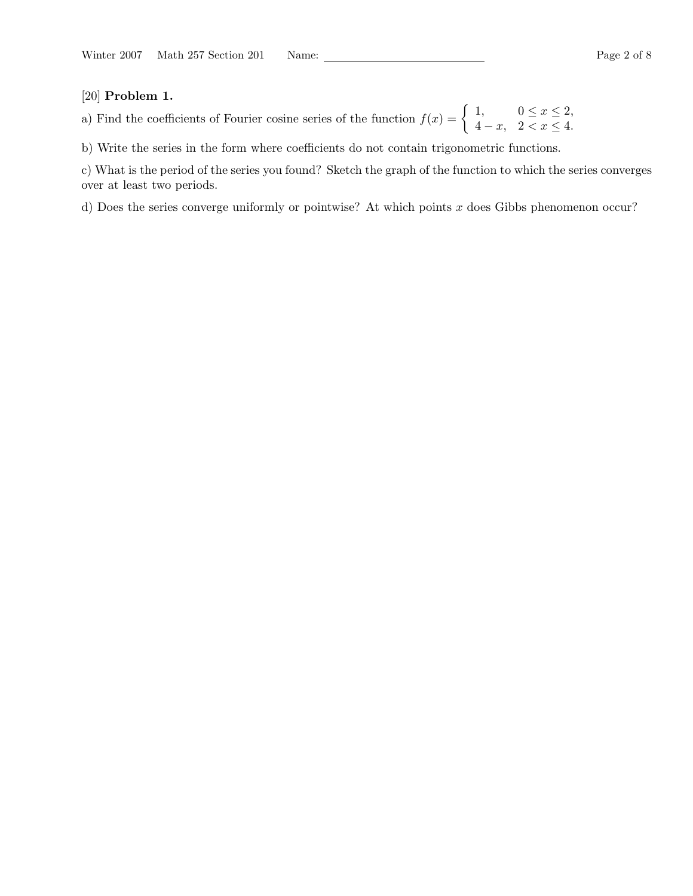[20] **Problem 1.**

a) Find the coefficients of Fourier cosine series of the function $f(x) = \begin{cases} 1, & 0 \le x \le 2, \\ 4 - x, & 2 < x \le 4. \end{cases}$

b) Write the series in the form where coefficients do not contain trigonometric functions.

c) What is the period of the series you found? Sketch the graph of the function to which the series converges over at least two periods.

d) Does the series converge uniformly or pointwise? At which points $x$ does Gibbs phenomenon occur?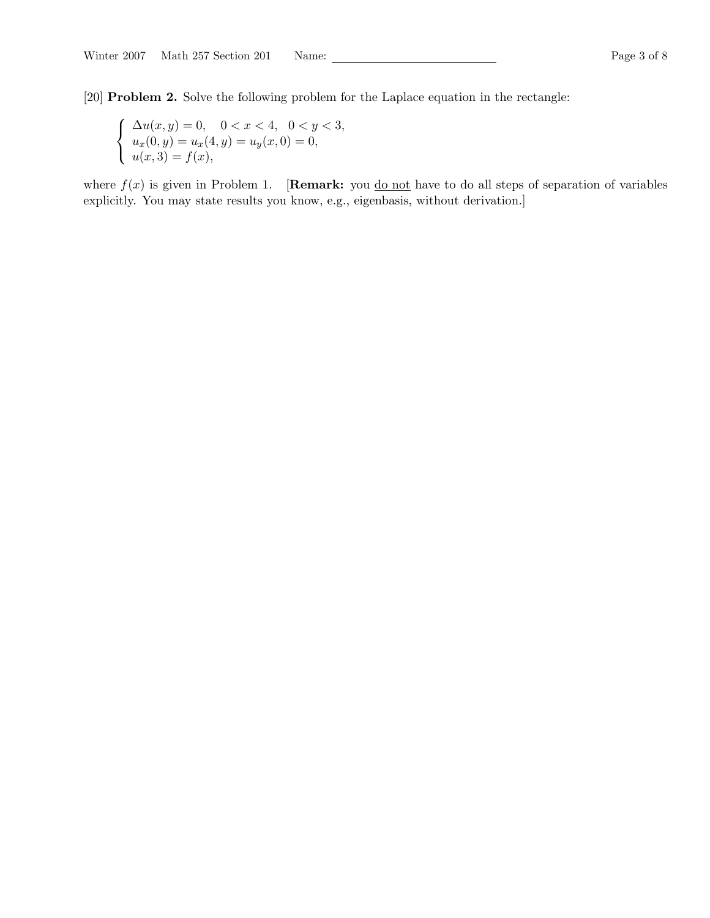[20] **Problem 2.** Solve the following problem for the Laplace equation in the rectangle:

$$\begin{cases} \Delta u(x,y) = 0, \quad 0 < x < 4, \quad 0 < y < 3, \\ u_x(0,y) = u_x(4,y) = u_y(x,0) = 0, \\ u(x,3) = f(x), \end{cases}$$

where $f(x)$ is given in Problem 1. [**Remark:** you do not have to do all steps of separation of variables explicitly. You may state results you know, e.g., eigenbasis, without derivation.]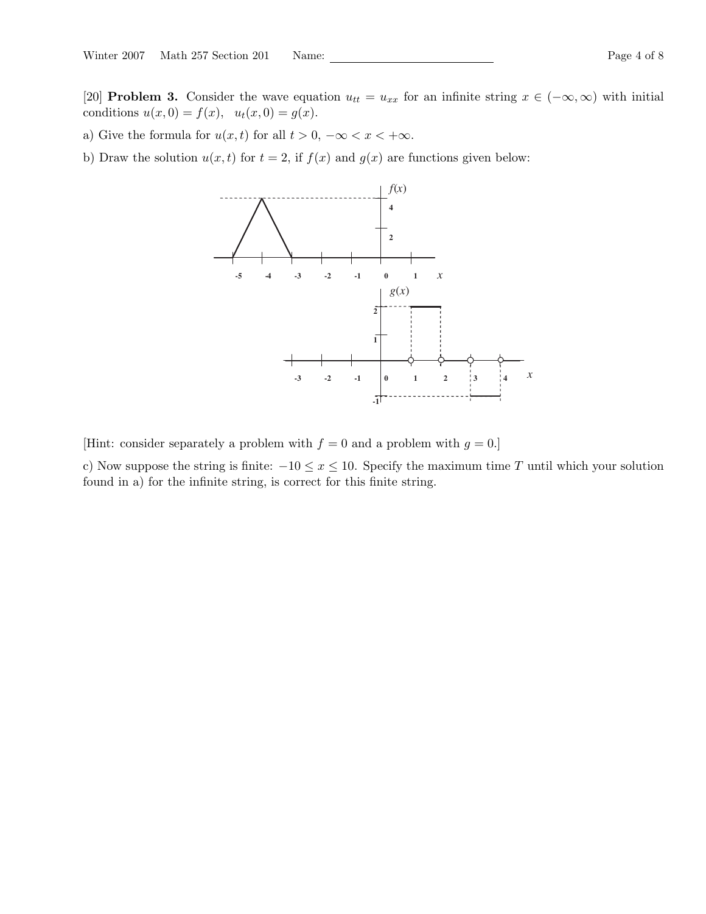[20] **Problem 3.** Consider the wave equation $u_{tt} = u_{xx}$ for an infinite string $x \in (-\infty, \infty)$ with initial conditions $u(x, 0) = f(x), \quad u_t(x, 0) = g(x)$.

a) Give the formula for $u(x,t)$ for all $t > 0$, $-\infty < x < +\infty$.

b) Draw the solution $u(x,t)$ for $t = 2$, if $f(x)$ and $g(x)$ are functions given below:

f(x)

4

2

-5 -4 -3 -2 -1 0 1 x

g(x)

2

1

-3 -2 -1 0 1 2 3 4 x

-1

[Hint: consider separately a problem with $f = 0$ and a problem with $g = 0$.]

c) Now suppose the string is finite: $-10 \leq x \leq 10$. Specify the maximum time $T$ until which your solution found in a) for the infinite string, is correct for this finite string.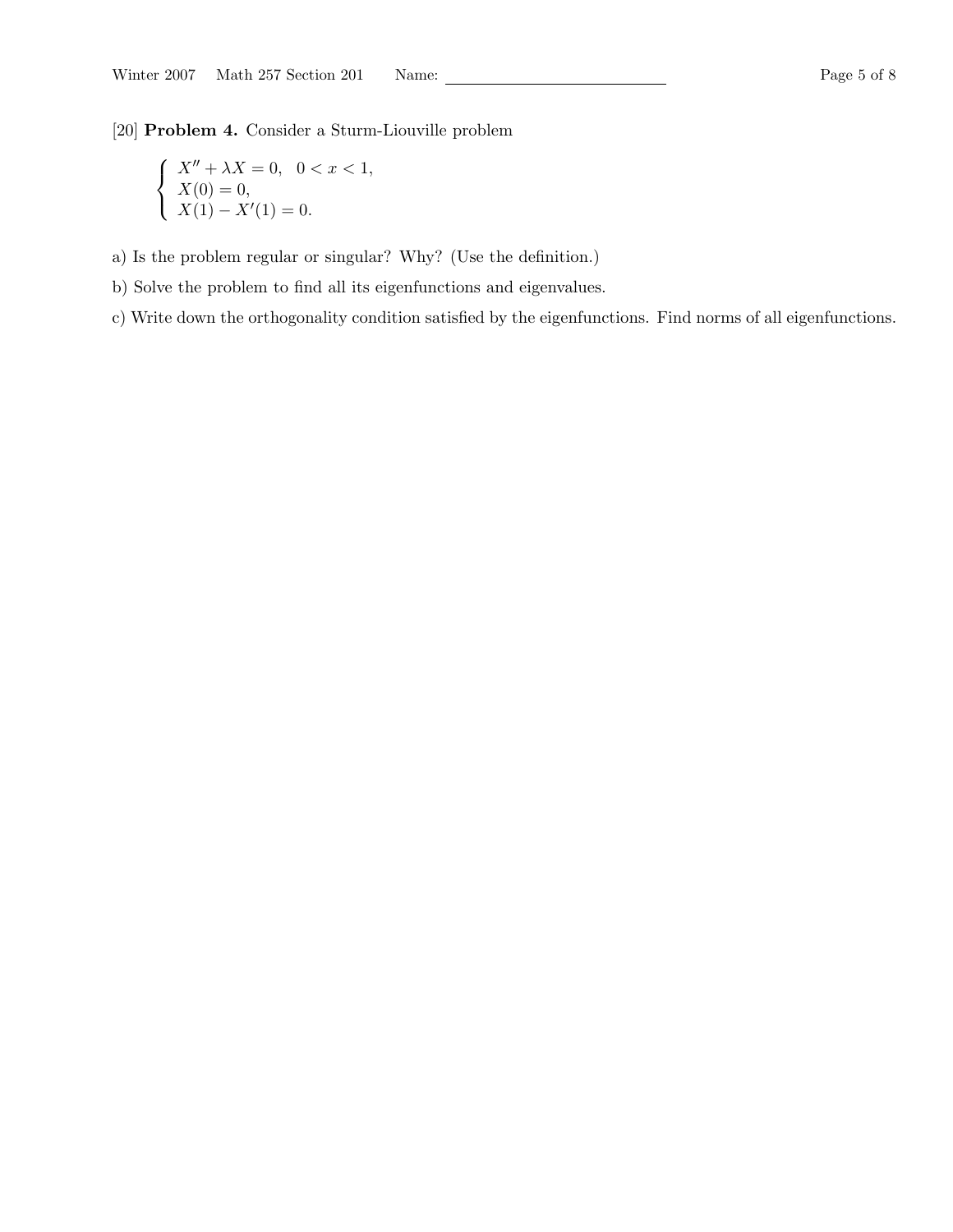[20] **Problem 4.** Consider a Sturm-Liouville problem

$$\begin{cases} X'' + \lambda X = 0, \quad 0 < x < 1, \\ X(0) = 0, \\ X(1) - X'(1) = 0. \end{cases}$$

a) Is the problem regular or singular? Why? (Use the definition.)

b) Solve the problem to find all its eigenfunctions and eigenvalues.

c) Write down the orthogonality condition satisfied by the eigenfunctions. Find norms of all eigenfunctions.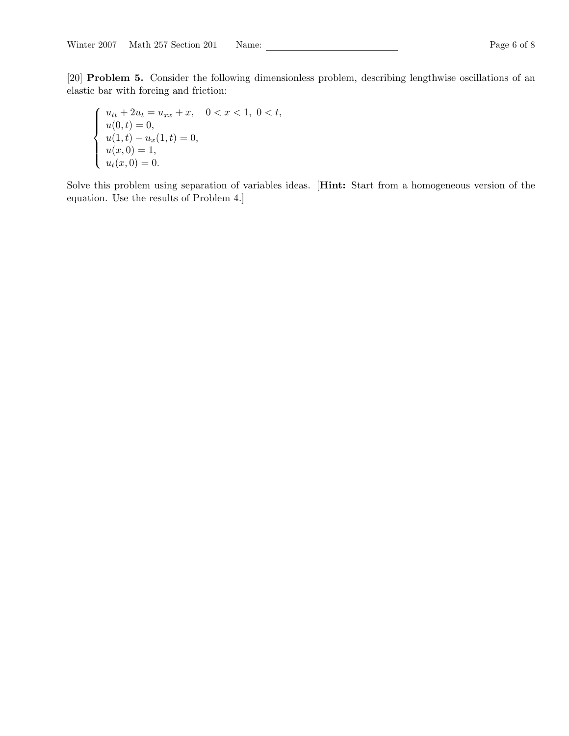[20] **Problem 5.** Consider the following dimensionless problem, describing lengthwise oscillations of an elastic bar with forcing and friction:

$$
\begin{cases}
u_{tt} + 2u_t = u_{xx} + x, \quad 0 < x < 1, \ 0 < t, \\
u(0,t) = 0, \\
u(1,t) - u_x(1,t) = 0, \\
u(x,0) = 1, \\
u_t(x,0) = 0.
\end{cases}
$$

Solve this problem using separation of variables ideas. [**Hint:** Start from a homogeneous version of the equation. Use the results of Problem 4.]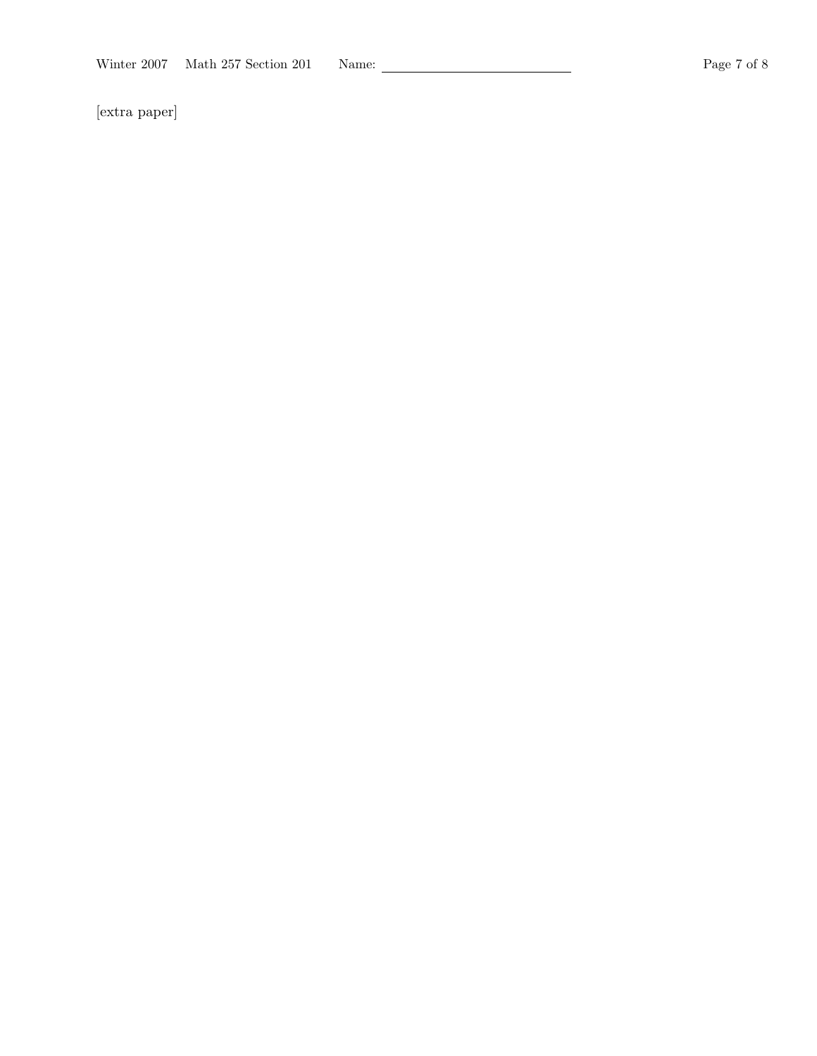[extra paper]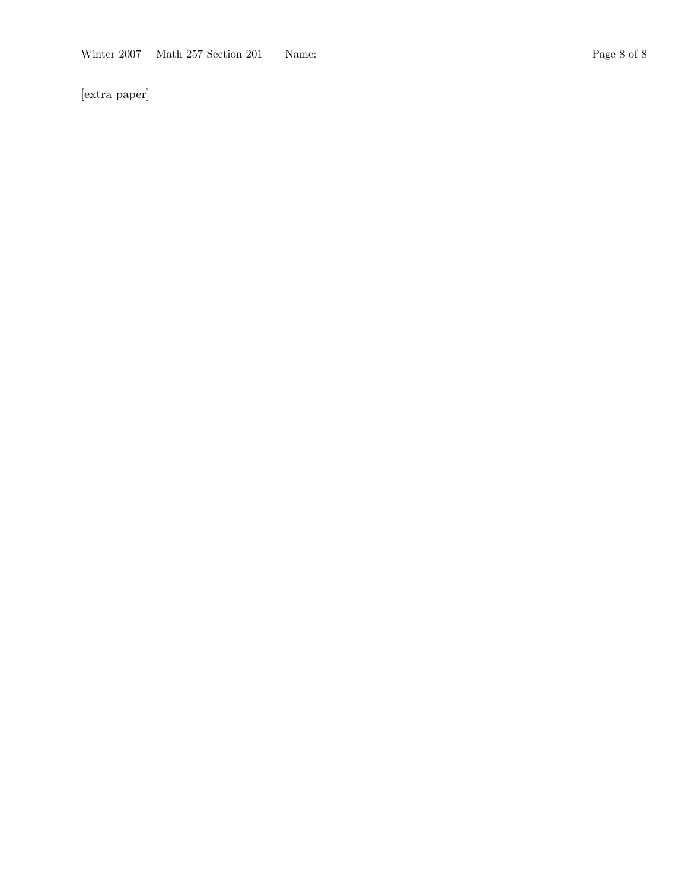[extra paper]